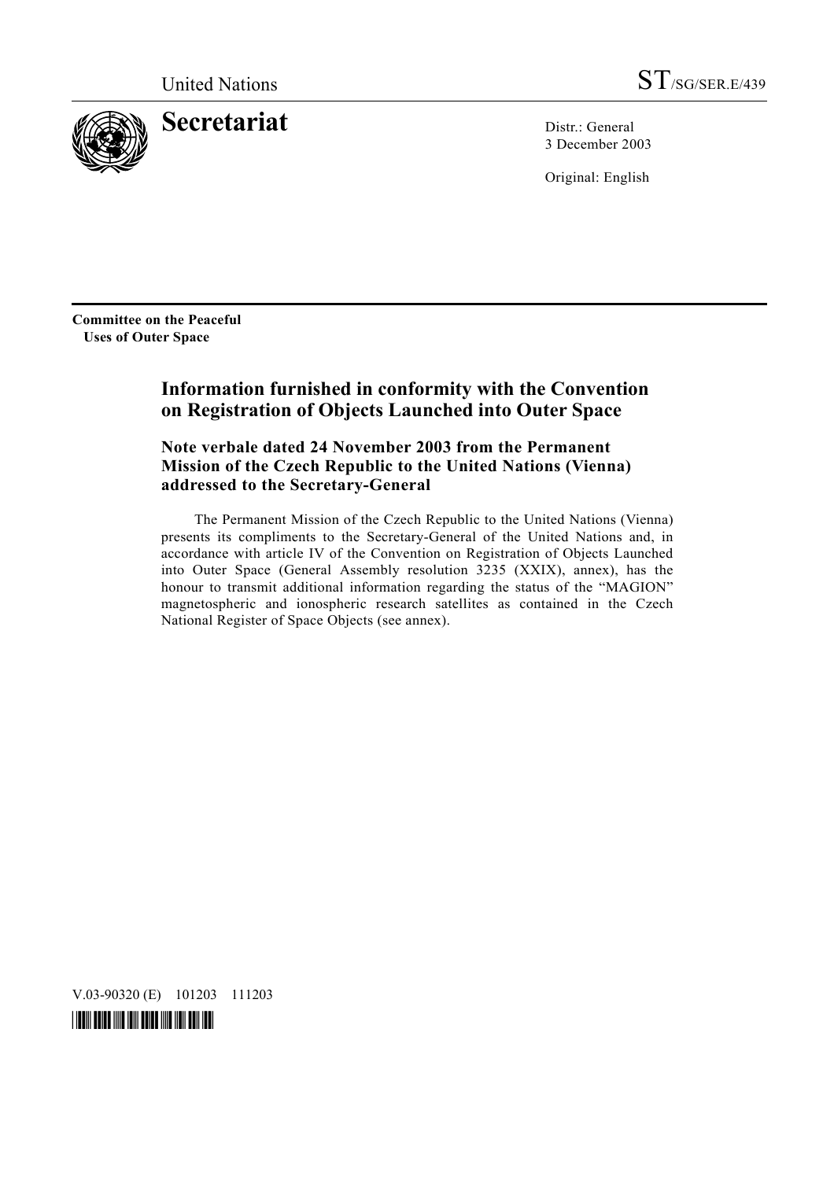United Nations

ST/SG/SER.E/439

# Secretariat

Distr.: General
3 December 2003

Original: English

**Committee on the Peaceful Uses of Outer Space**

## Information furnished in conformity with the Convention on Registration of Objects Launched into Outer Space

### Note verbale dated 24 November 2003 from the Permanent Mission of the Czech Republic to the United Nations (Vienna) addressed to the Secretary-General

The Permanent Mission of the Czech Republic to the United Nations (Vienna) presents its compliments to the Secretary-General of the United Nations and, in accordance with article IV of the Convention on Registration of Objects Launched into Outer Space (General Assembly resolution 3235 (XXIX), annex), has the honour to transmit additional information regarding the status of the "MAGION" magnetospheric and ionospheric research satellites as contained in the Czech National Register of Space Objects (see annex).

V.03-90320 (E) 101203 111203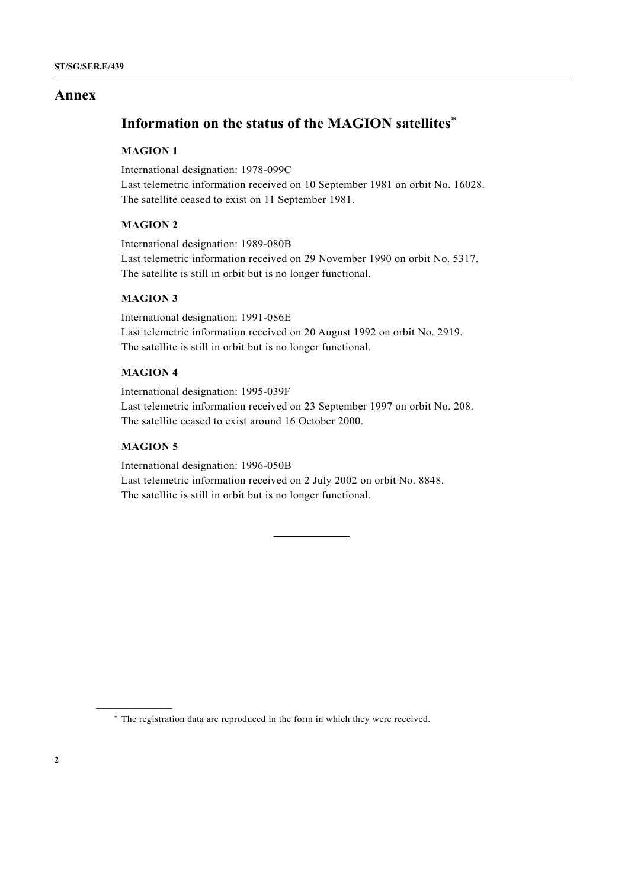## Annex

### Information on the status of the MAGION satellites*

**MAGION 1**

International designation: 1978-099C
Last telemetric information received on 10 September 1981 on orbit No. 16028.
The satellite ceased to exist on 11 September 1981.

**MAGION 2**

International designation: 1989-080B
Last telemetric information received on 29 November 1990 on orbit No. 5317.
The satellite is still in orbit but is no longer functional.

**MAGION 3**

International designation: 1991-086E
Last telemetric information received on 20 August 1992 on orbit No. 2919.
The satellite is still in orbit but is no longer functional.

**MAGION 4**

International designation: 1995-039F
Last telemetric information received on 23 September 1997 on orbit No. 208.
The satellite ceased to exist around 16 October 2000.

**MAGION 5**

International designation: 1996-050B
Last telemetric information received on 2 July 2002 on orbit No. 8848.
The satellite is still in orbit but is no longer functional.

---

* The registration data are reproduced in the form in which they were received.